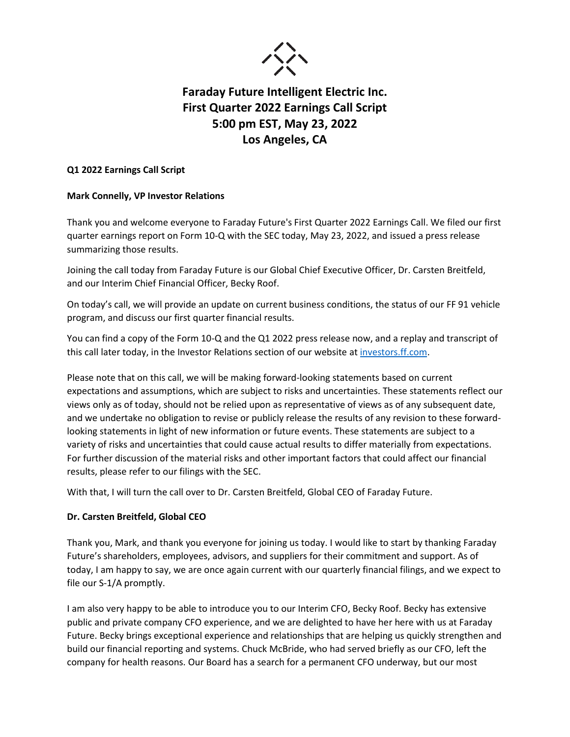# Faraday Future Intelligent Electric Inc.
# First Quarter 2022 Earnings Call Script
# 5:00 pm EST, May 23, 2022
# Los Angeles, CA

**Q1 2022 Earnings Call Script**

**Mark Connelly, VP Investor Relations**

Thank you and welcome everyone to Faraday Future's First Quarter 2022 Earnings Call. We filed our first quarter earnings report on Form 10-Q with the SEC today, May 23, 2022, and issued a press release summarizing those results.

Joining the call today from Faraday Future is our Global Chief Executive Officer, Dr. Carsten Breitfeld, and our Interim Chief Financial Officer, Becky Roof.

On today's call, we will provide an update on current business conditions, the status of our FF 91 vehicle program, and discuss our first quarter financial results.

You can find a copy of the Form 10-Q and the Q1 2022 press release now, and a replay and transcript of this call later today, in the Investor Relations section of our website at investors.ff.com.

Please note that on this call, we will be making forward-looking statements based on current expectations and assumptions, which are subject to risks and uncertainties. These statements reflect our views only as of today, should not be relied upon as representative of views as of any subsequent date, and we undertake no obligation to revise or publicly release the results of any revision to these forward-looking statements in light of new information or future events. These statements are subject to a variety of risks and uncertainties that could cause actual results to differ materially from expectations. For further discussion of the material risks and other important factors that could affect our financial results, please refer to our filings with the SEC.

With that, I will turn the call over to Dr. Carsten Breitfeld, Global CEO of Faraday Future.

**Dr. Carsten Breitfeld, Global CEO**

Thank you, Mark, and thank you everyone for joining us today. I would like to start by thanking Faraday Future's shareholders, employees, advisors, and suppliers for their commitment and support. As of today, I am happy to say, we are once again current with our quarterly financial filings, and we expect to file our S-1/A promptly.

I am also very happy to be able to introduce you to our Interim CFO, Becky Roof. Becky has extensive public and private company CFO experience, and we are delighted to have her here with us at Faraday Future. Becky brings exceptional experience and relationships that are helping us quickly strengthen and build our financial reporting and systems. Chuck McBride, who had served briefly as our CFO, left the company for health reasons. Our Board has a search for a permanent CFO underway, but our most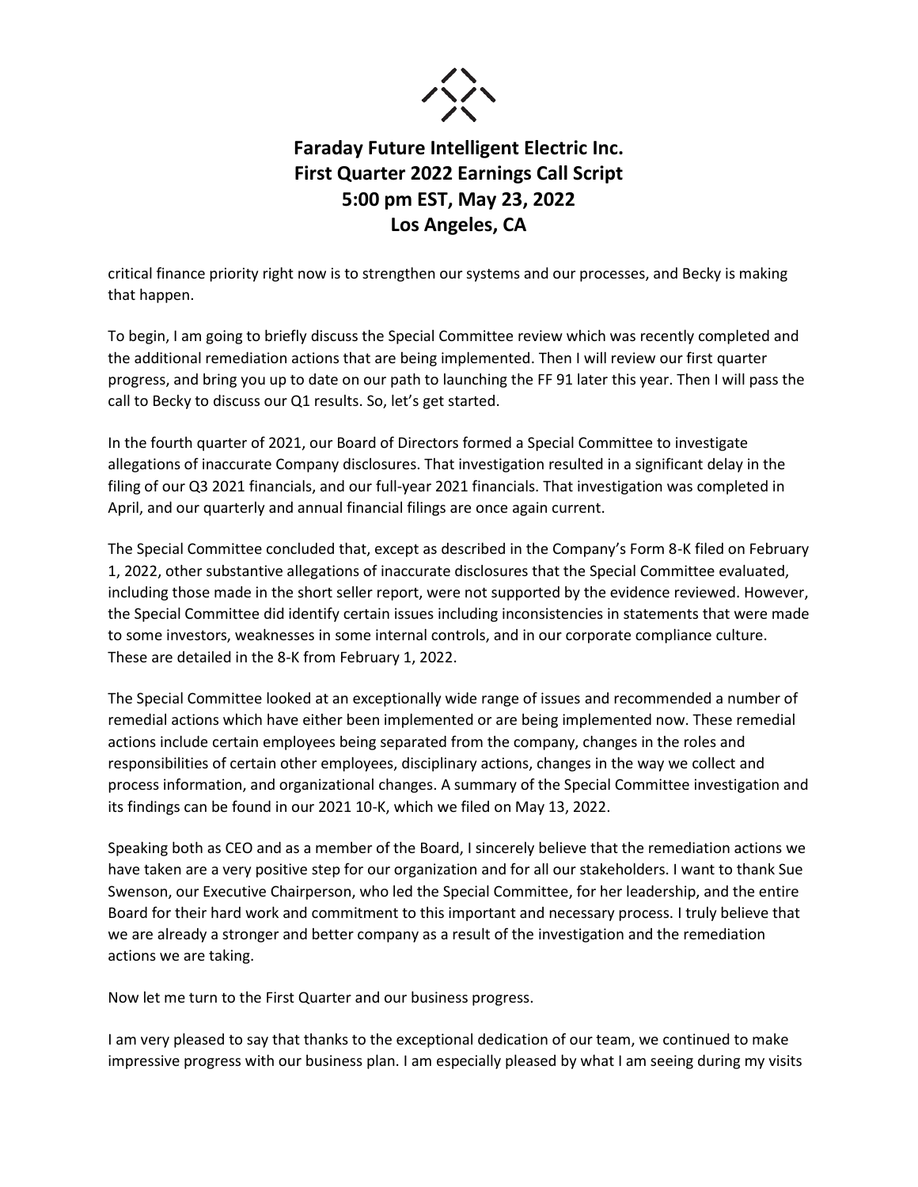critical finance priority right now is to strengthen our systems and our processes, and Becky is making that happen.

To begin, I am going to briefly discuss the Special Committee review which was recently completed and the additional remediation actions that are being implemented. Then I will review our first quarter progress, and bring you up to date on our path to launching the FF 91 later this year. Then I will pass the call to Becky to discuss our Q1 results. So, let's get started.

In the fourth quarter of 2021, our Board of Directors formed a Special Committee to investigate allegations of inaccurate Company disclosures. That investigation resulted in a significant delay in the filing of our Q3 2021 financials, and our full-year 2021 financials. That investigation was completed in April, and our quarterly and annual financial filings are once again current.

The Special Committee concluded that, except as described in the Company's Form 8-K filed on February 1, 2022, other substantive allegations of inaccurate disclosures that the Special Committee evaluated, including those made in the short seller report, were not supported by the evidence reviewed. However, the Special Committee did identify certain issues including inconsistencies in statements that were made to some investors, weaknesses in some internal controls, and in our corporate compliance culture. These are detailed in the 8-K from February 1, 2022.

The Special Committee looked at an exceptionally wide range of issues and recommended a number of remedial actions which have either been implemented or are being implemented now. These remedial actions include certain employees being separated from the company, changes in the roles and responsibilities of certain other employees, disciplinary actions, changes in the way we collect and process information, and organizational changes. A summary of the Special Committee investigation and its findings can be found in our 2021 10-K, which we filed on May 13, 2022.

Speaking both as CEO and as a member of the Board, I sincerely believe that the remediation actions we have taken are a very positive step for our organization and for all our stakeholders. I want to thank Sue Swenson, our Executive Chairperson, who led the Special Committee, for her leadership, and the entire Board for their hard work and commitment to this important and necessary process. I truly believe that we are already a stronger and better company as a result of the investigation and the remediation actions we are taking.

Now let me turn to the First Quarter and our business progress.

I am very pleased to say that thanks to the exceptional dedication of our team, we continued to make impressive progress with our business plan. I am especially pleased by what I am seeing during my visits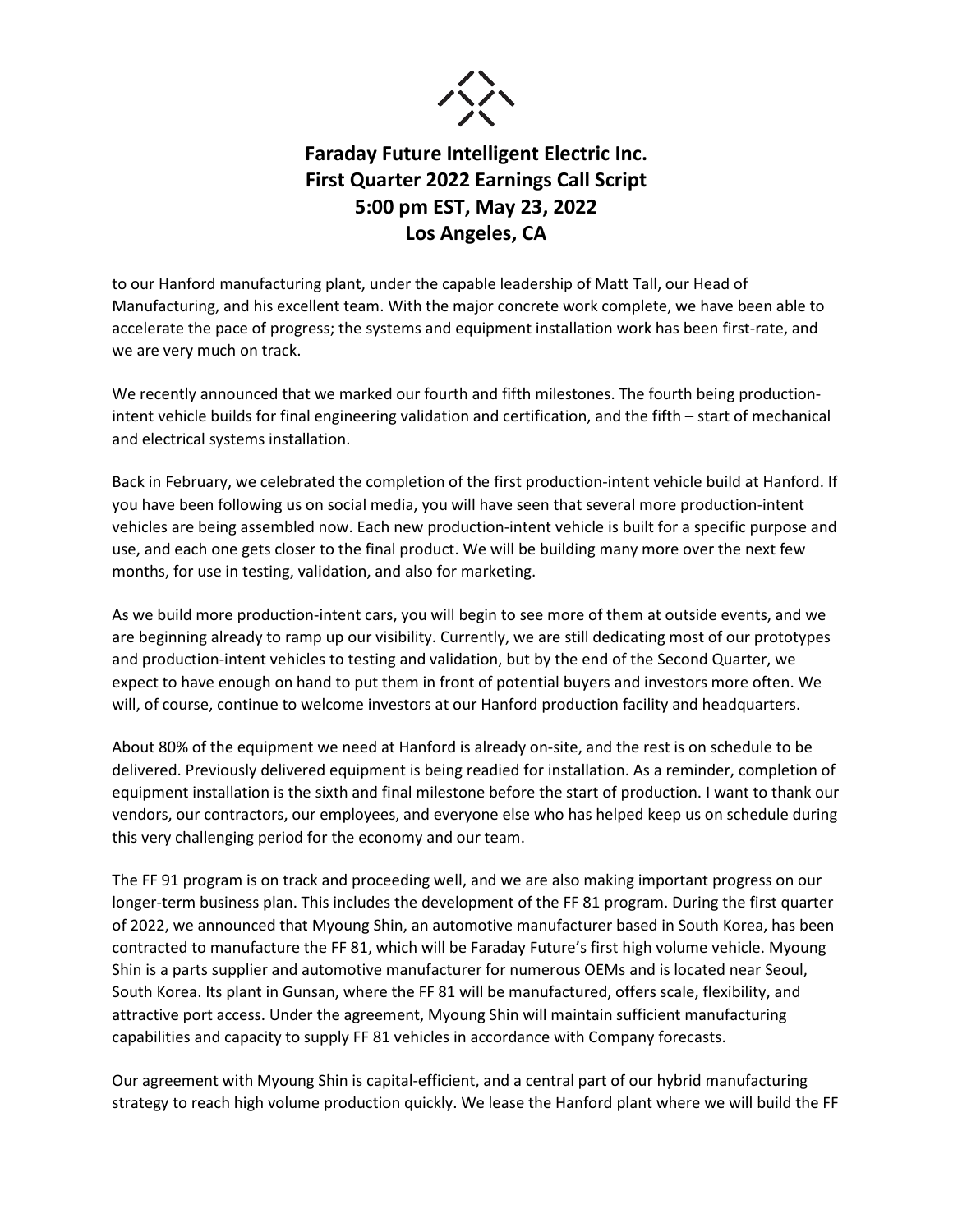to our Hanford manufacturing plant, under the capable leadership of Matt Tall, our Head of Manufacturing, and his excellent team. With the major concrete work complete, we have been able to accelerate the pace of progress; the systems and equipment installation work has been first-rate, and we are very much on track.

We recently announced that we marked our fourth and fifth milestones. The fourth being production-intent vehicle builds for final engineering validation and certification, and the fifth – start of mechanical and electrical systems installation.

Back in February, we celebrated the completion of the first production-intent vehicle build at Hanford. If you have been following us on social media, you will have seen that several more production-intent vehicles are being assembled now. Each new production-intent vehicle is built for a specific purpose and use, and each one gets closer to the final product. We will be building many more over the next few months, for use in testing, validation, and also for marketing.

As we build more production-intent cars, you will begin to see more of them at outside events, and we are beginning already to ramp up our visibility. Currently, we are still dedicating most of our prototypes and production-intent vehicles to testing and validation, but by the end of the Second Quarter, we expect to have enough on hand to put them in front of potential buyers and investors more often. We will, of course, continue to welcome investors at our Hanford production facility and headquarters.

About 80% of the equipment we need at Hanford is already on-site, and the rest is on schedule to be delivered. Previously delivered equipment is being readied for installation. As a reminder, completion of equipment installation is the sixth and final milestone before the start of production. I want to thank our vendors, our contractors, our employees, and everyone else who has helped keep us on schedule during this very challenging period for the economy and our team.

The FF 91 program is on track and proceeding well, and we are also making important progress on our longer-term business plan. This includes the development of the FF 81 program. During the first quarter of 2022, we announced that Myoung Shin, an automotive manufacturer based in South Korea, has been contracted to manufacture the FF 81, which will be Faraday Future's first high volume vehicle. Myoung Shin is a parts supplier and automotive manufacturer for numerous OEMs and is located near Seoul, South Korea. Its plant in Gunsan, where the FF 81 will be manufactured, offers scale, flexibility, and attractive port access. Under the agreement, Myoung Shin will maintain sufficient manufacturing capabilities and capacity to supply FF 81 vehicles in accordance with Company forecasts.

Our agreement with Myoung Shin is capital-efficient, and a central part of our hybrid manufacturing strategy to reach high volume production quickly. We lease the Hanford plant where we will build the FF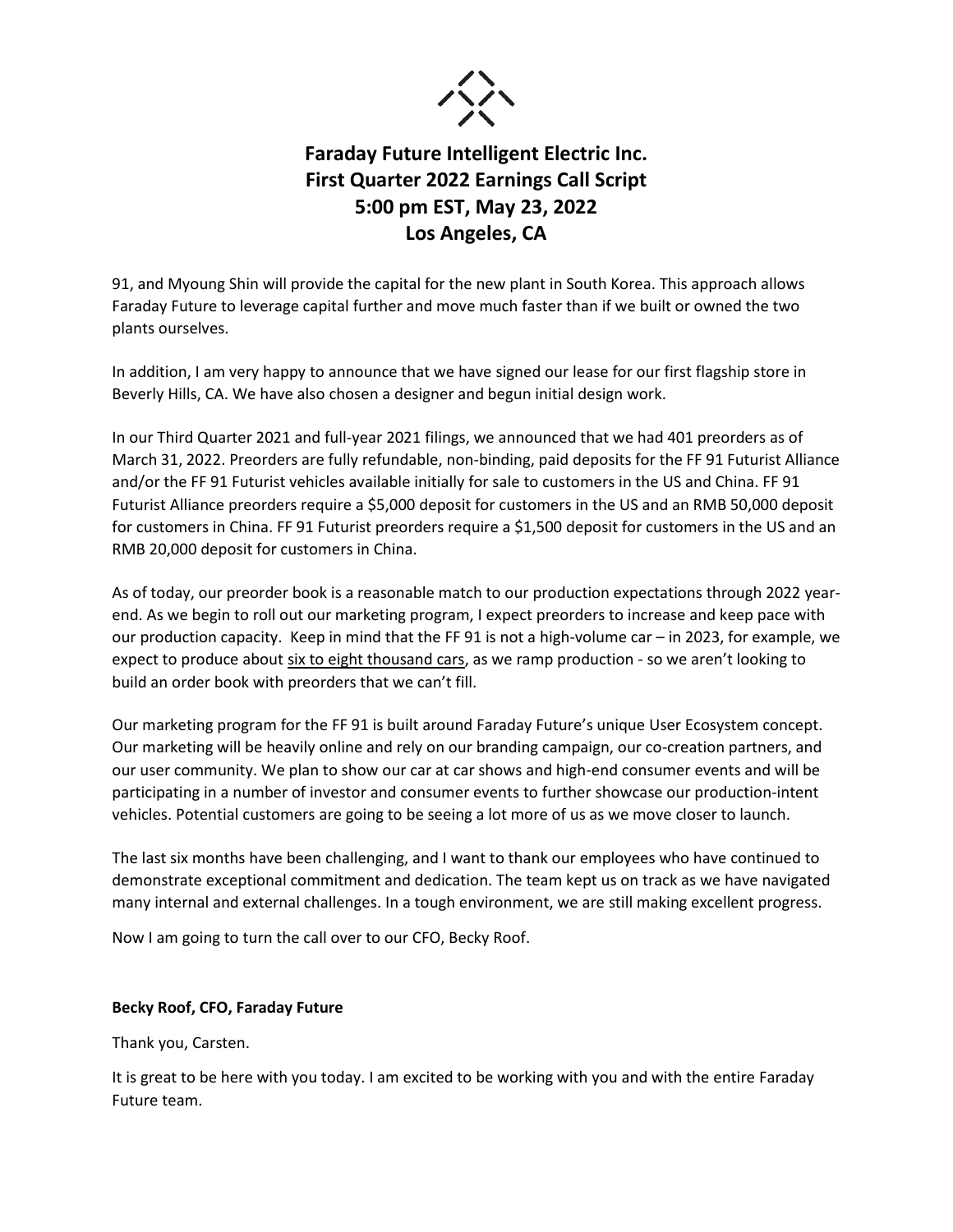91, and Myoung Shin will provide the capital for the new plant in South Korea. This approach allows Faraday Future to leverage capital further and move much faster than if we built or owned the two plants ourselves.

In addition, I am very happy to announce that we have signed our lease for our first flagship store in Beverly Hills, CA. We have also chosen a designer and begun initial design work.

In our Third Quarter 2021 and full-year 2021 filings, we announced that we had 401 preorders as of March 31, 2022. Preorders are fully refundable, non-binding, paid deposits for the FF 91 Futurist Alliance and/or the FF 91 Futurist vehicles available initially for sale to customers in the US and China. FF 91 Futurist Alliance preorders require a $5,000 deposit for customers in the US and an RMB 50,000 deposit for customers in China. FF 91 Futurist preorders require a $1,500 deposit for customers in the US and an RMB 20,000 deposit for customers in China.

As of today, our preorder book is a reasonable match to our production expectations through 2022 year-end. As we begin to roll out our marketing program, I expect preorders to increase and keep pace with our production capacity. Keep in mind that the FF 91 is not a high-volume car – in 2023, for example, we expect to produce about <u>six to eight thousand cars</u>, as we ramp production - so we aren't looking to build an order book with preorders that we can't fill.

Our marketing program for the FF 91 is built around Faraday Future's unique User Ecosystem concept. Our marketing will be heavily online and rely on our branding campaign, our co-creation partners, and our user community. We plan to show our car at car shows and high-end consumer events and will be participating in a number of investor and consumer events to further showcase our production-intent vehicles. Potential customers are going to be seeing a lot more of us as we move closer to launch.

The last six months have been challenging, and I want to thank our employees who have continued to demonstrate exceptional commitment and dedication. The team kept us on track as we have navigated many internal and external challenges. In a tough environment, we are still making excellent progress.

Now I am going to turn the call over to our CFO, Becky Roof.

**Becky Roof, CFO, Faraday Future**

Thank you, Carsten.

It is great to be here with you today. I am excited to be working with you and with the entire Faraday Future team.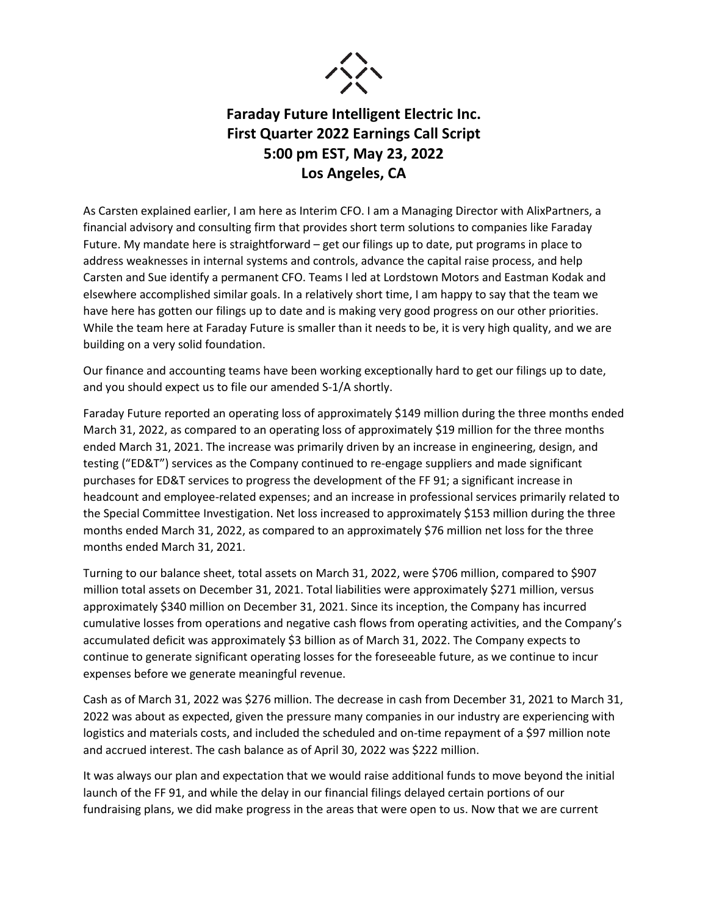# Faraday Future Intelligent Electric Inc.
# First Quarter 2022 Earnings Call Script
# 5:00 pm EST, May 23, 2022
# Los Angeles, CA

As Carsten explained earlier, I am here as Interim CFO. I am a Managing Director with AlixPartners, a financial advisory and consulting firm that provides short term solutions to companies like Faraday Future. My mandate here is straightforward – get our filings up to date, put programs in place to address weaknesses in internal systems and controls, advance the capital raise process, and help Carsten and Sue identify a permanent CFO. Teams I led at Lordstown Motors and Eastman Kodak and elsewhere accomplished similar goals. In a relatively short time, I am happy to say that the team we have here has gotten our filings up to date and is making very good progress on our other priorities. While the team here at Faraday Future is smaller than it needs to be, it is very high quality, and we are building on a very solid foundation.

Our finance and accounting teams have been working exceptionally hard to get our filings up to date, and you should expect us to file our amended S-1/A shortly.

Faraday Future reported an operating loss of approximately $149 million during the three months ended March 31, 2022, as compared to an operating loss of approximately $19 million for the three months ended March 31, 2021. The increase was primarily driven by an increase in engineering, design, and testing ("ED&T") services as the Company continued to re-engage suppliers and made significant purchases for ED&T services to progress the development of the FF 91; a significant increase in headcount and employee-related expenses; and an increase in professional services primarily related to the Special Committee Investigation. Net loss increased to approximately $153 million during the three months ended March 31, 2022, as compared to an approximately $76 million net loss for the three months ended March 31, 2021.

Turning to our balance sheet, total assets on March 31, 2022, were $706 million, compared to $907 million total assets on December 31, 2021. Total liabilities were approximately $271 million, versus approximately $340 million on December 31, 2021. Since its inception, the Company has incurred cumulative losses from operations and negative cash flows from operating activities, and the Company's accumulated deficit was approximately $3 billion as of March 31, 2022. The Company expects to continue to generate significant operating losses for the foreseeable future, as we continue to incur expenses before we generate meaningful revenue.

Cash as of March 31, 2022 was $276 million. The decrease in cash from December 31, 2021 to March 31, 2022 was about as expected, given the pressure many companies in our industry are experiencing with logistics and materials costs, and included the scheduled and on-time repayment of a $97 million note and accrued interest. The cash balance as of April 30, 2022 was $222 million.

It was always our plan and expectation that we would raise additional funds to move beyond the initial launch of the FF 91, and while the delay in our financial filings delayed certain portions of our fundraising plans, we did make progress in the areas that were open to us. Now that we are current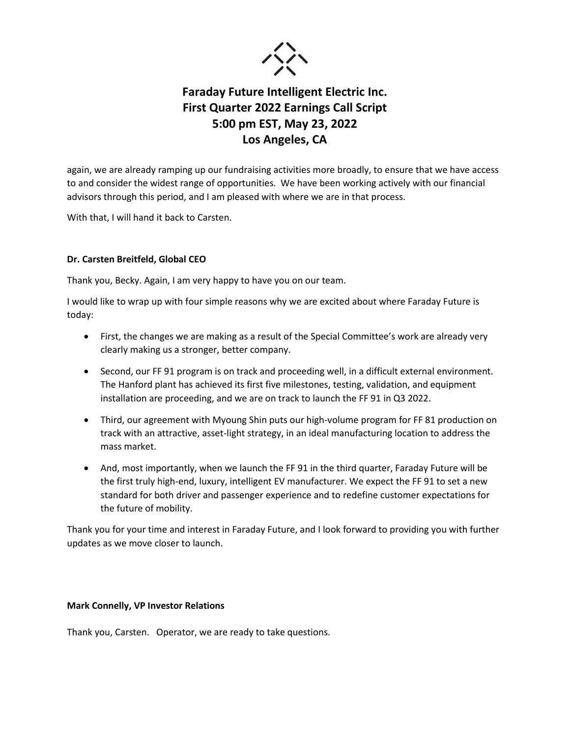again, we are already ramping up our fundraising activities more broadly, to ensure that we have access to and consider the widest range of opportunities. We have been working actively with our financial advisors through this period, and I am pleased with where we are in that process.

With that, I will hand it back to Carsten.

**Dr. Carsten Breitfeld, Global CEO**

Thank you, Becky. Again, I am very happy to have you on our team.

I would like to wrap up with four simple reasons why we are excited about where Faraday Future is today:

- First, the changes we are making as a result of the Special Committee's work are already very clearly making us a stronger, better company.
- Second, our FF 91 program is on track and proceeding well, in a difficult external environment. The Hanford plant has achieved its first five milestones, testing, validation, and equipment installation are proceeding, and we are on track to launch the FF 91 in Q3 2022.
- Third, our agreement with Myoung Shin puts our high-volume program for FF 81 production on track with an attractive, asset-light strategy, in an ideal manufacturing location to address the mass market.
- And, most importantly, when we launch the FF 91 in the third quarter, Faraday Future will be the first truly high-end, luxury, intelligent EV manufacturer. We expect the FF 91 to set a new standard for both driver and passenger experience and to redefine customer expectations for the future of mobility.

Thank you for your time and interest in Faraday Future, and I look forward to providing you with further updates as we move closer to launch.

**Mark Connelly, VP Investor Relations**

Thank you, Carsten. Operator, we are ready to take questions.